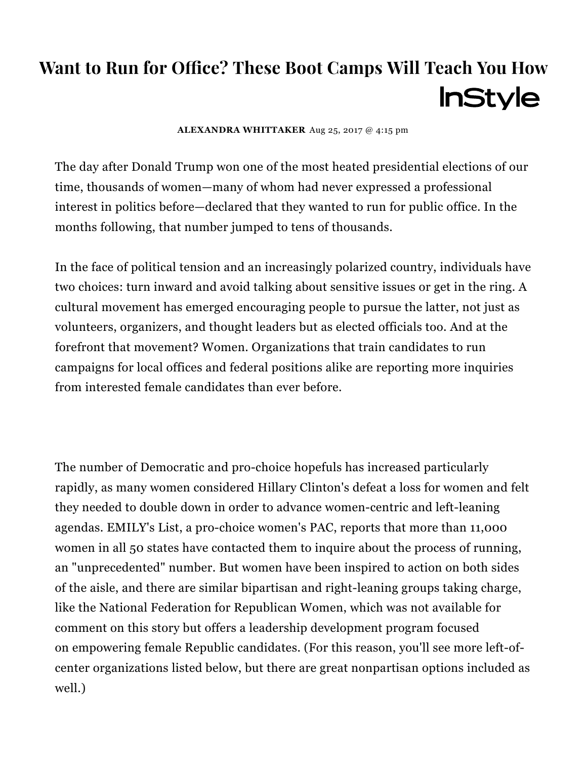# Want to Run for Office? These Boot Camps Will Teach You How

InStyle

**ALEXANDRA WHITTAKER** Aug 25, 2017 @ 4:15 pm

The day after Donald Trump won one of the most heated presidential elections of our time, thousands of women—many of whom had never expressed a professional interest in politics before—declared that they wanted to run for public office. In the months following, that number jumped to tens of thousands.

In the face of political tension and an increasingly polarized country, individuals have two choices: turn inward and avoid talking about sensitive issues or get in the ring. A cultural movement has emerged encouraging people to pursue the latter, not just as volunteers, organizers, and thought leaders but as elected officials too. And at the forefront that movement? Women. Organizations that train candidates to run campaigns for local offices and federal positions alike are reporting more inquiries from interested female candidates than ever before.

The number of Democratic and pro-choice hopefuls has increased particularly rapidly, as many women considered Hillary Clinton's defeat a loss for women and felt they needed to double down in order to advance women-centric and left-leaning agendas. EMILY's List, a pro-choice women's PAC, reports that more than 11,000 women in all 50 states have contacted them to inquire about the process of running, an "unprecedented" number. But women have been inspired to action on both sides of the aisle, and there are similar bipartisan and right-leaning groups taking charge, like the National Federation for Republican Women, which was not available for comment on this story but offers a leadership development program focused on empowering female Republic candidates. (For this reason, you'll see more left-of-center organizations listed below, but there are great nonpartisan options included as well.)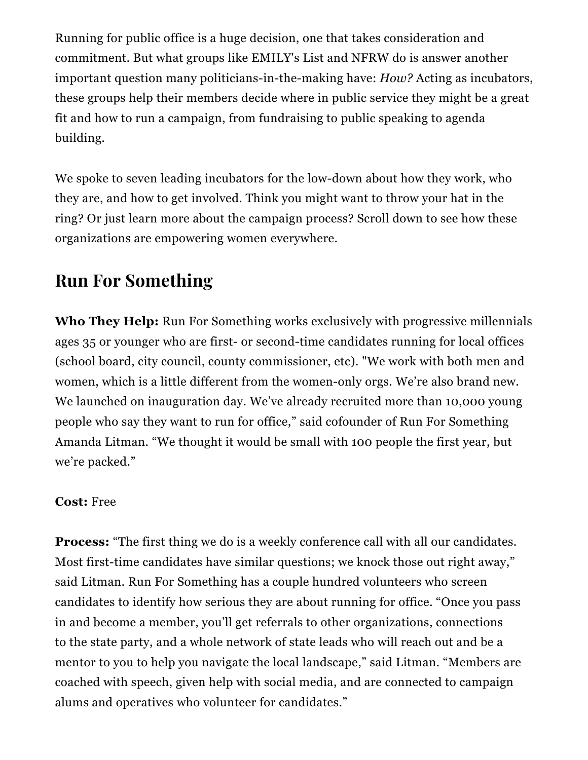Running for public office is a huge decision, one that takes consideration and commitment. But what groups like EMILY's List and NFRW do is answer another important question many politicians-in-the-making have: *How?* Acting as incubators, these groups help their members decide where in public service they might be a great fit and how to run a campaign, from fundraising to public speaking to agenda building.

We spoke to seven leading incubators for the low-down about how they work, who they are, and how to get involved. Think you might want to throw your hat in the ring? Or just learn more about the campaign process? Scroll down to see how these organizations are empowering women everywhere.

## Run For Something

**Who They Help:** Run For Something works exclusively with progressive millennials ages 35 or younger who are first- or second-time candidates running for local offices (school board, city council, county commissioner, etc). "We work with both men and women, which is a little different from the women-only orgs. We're also brand new. We launched on inauguration day. We've already recruited more than 10,000 young people who say they want to run for office," said cofounder of Run For Something Amanda Litman. "We thought it would be small with 100 people the first year, but we're packed."

**Cost:** Free

**Process:** "The first thing we do is a weekly conference call with all our candidates. Most first-time candidates have similar questions; we knock those out right away," said Litman. Run For Something has a couple hundred volunteers who screen candidates to identify how serious they are about running for office. "Once you pass in and become a member, you'll get referrals to other organizations, connections to the state party, and a whole network of state leads who will reach out and be a mentor to you to help you navigate the local landscape," said Litman. "Members are coached with speech, given help with social media, and are connected to campaign alums and operatives who volunteer for candidates."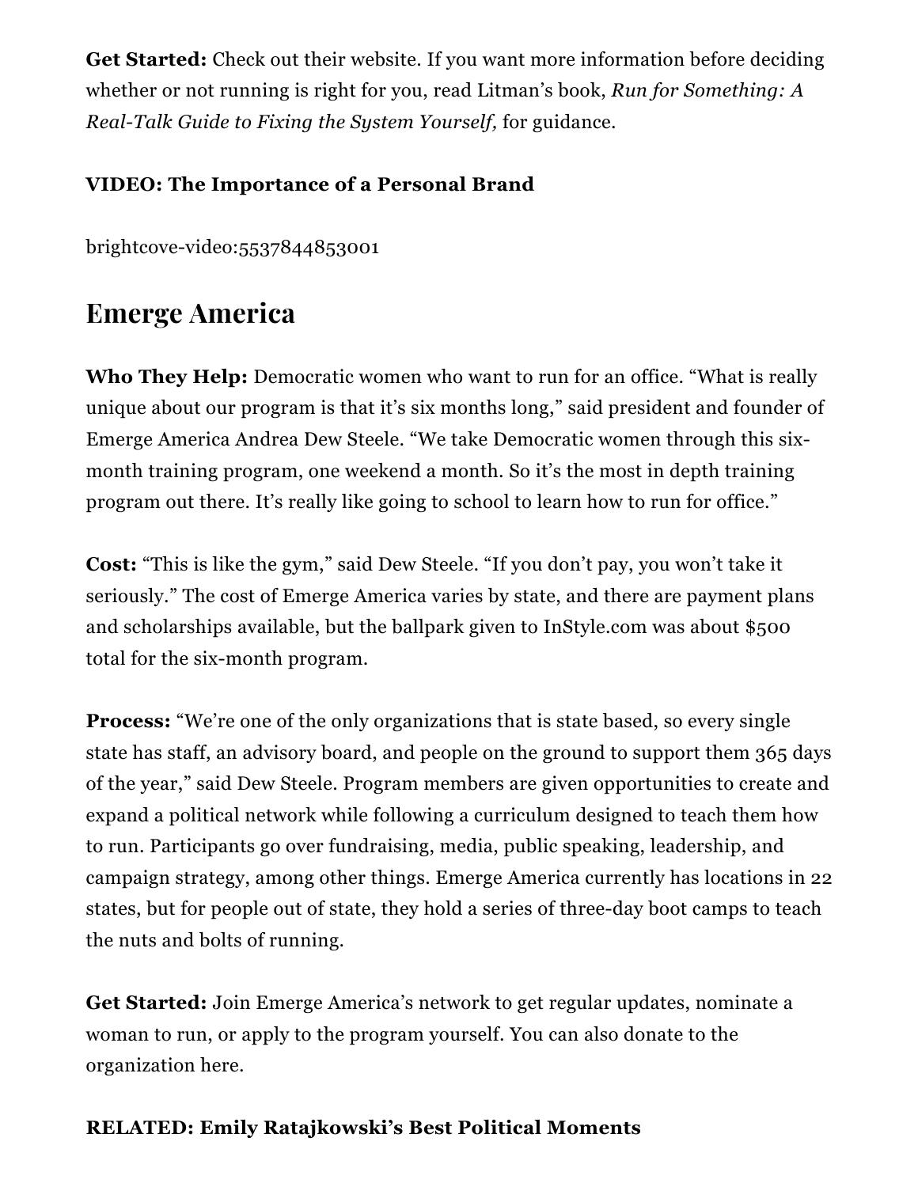**Get Started:** Check out their website. If you want more information before deciding whether or not running is right for you, read Litman's book, *Run for Something: A Real-Talk Guide to Fixing the System Yourself,* for guidance.

**VIDEO: The Importance of a Personal Brand**

brightcove-video:5537844853001

## Emerge America

**Who They Help:** Democratic women who want to run for an office. "What is really unique about our program is that it's six months long," said president and founder of Emerge America Andrea Dew Steele. "We take Democratic women through this six-month training program, one weekend a month. So it's the most in depth training program out there. It's really like going to school to learn how to run for office."

**Cost:** "This is like the gym," said Dew Steele. "If you don't pay, you won't take it seriously." The cost of Emerge America varies by state, and there are payment plans and scholarships available, but the ballpark given to InStyle.com was about $500 total for the six-month program.

**Process:** "We're one of the only organizations that is state based, so every single state has staff, an advisory board, and people on the ground to support them 365 days of the year," said Dew Steele. Program members are given opportunities to create and expand a political network while following a curriculum designed to teach them how to run. Participants go over fundraising, media, public speaking, leadership, and campaign strategy, among other things. Emerge America currently has locations in 22 states, but for people out of state, they hold a series of three-day boot camps to teach the nuts and bolts of running.

**Get Started:** Join Emerge America's network to get regular updates, nominate a woman to run, or apply to the program yourself. You can also donate to the organization here.

**RELATED: Emily Ratajkowski's Best Political Moments**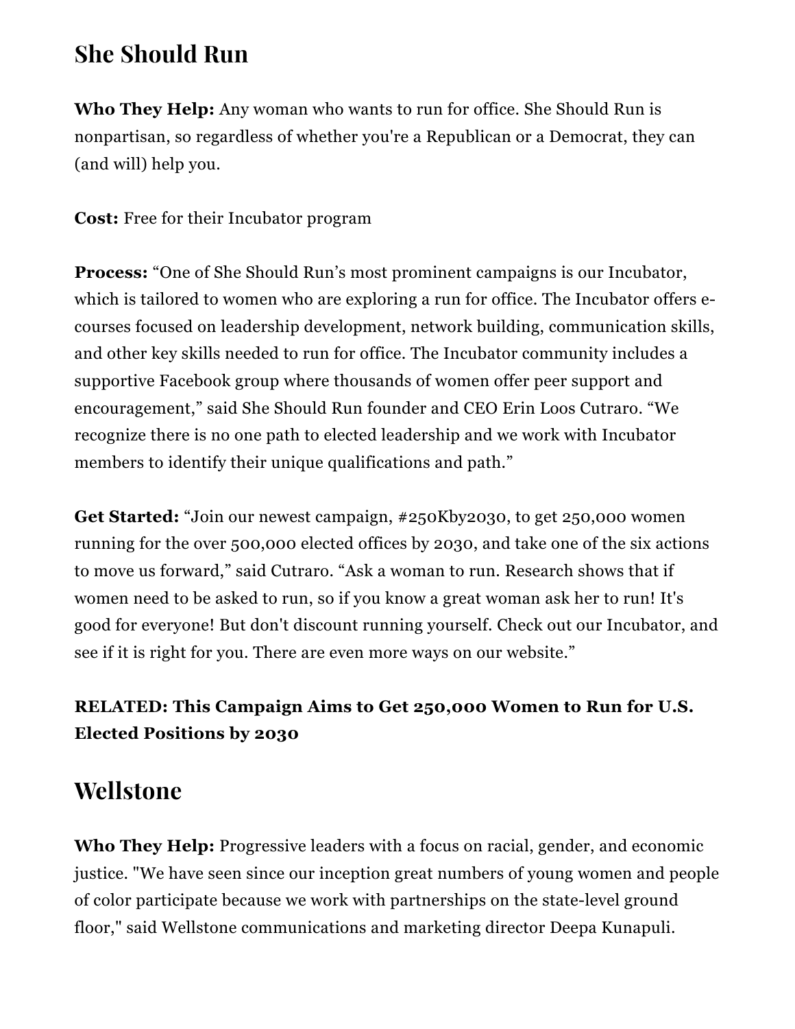## She Should Run

**Who They Help:** Any woman who wants to run for office. She Should Run is nonpartisan, so regardless of whether you're a Republican or a Democrat, they can (and will) help you.

**Cost:** Free for their Incubator program

**Process:** “One of She Should Run’s most prominent campaigns is our Incubator, which is tailored to women who are exploring a run for office. The Incubator offers e-courses focused on leadership development, network building, communication skills, and other key skills needed to run for office. The Incubator community includes a supportive Facebook group where thousands of women offer peer support and encouragement,” said She Should Run founder and CEO Erin Loos Cutraro. “We recognize there is no one path to elected leadership and we work with Incubator members to identify their unique qualifications and path.”

**Get Started:** “Join our newest campaign, #250Kby2030, to get 250,000 women running for the over 500,000 elected offices by 2030, and take one of the six actions to move us forward,” said Cutraro. “Ask a woman to run. Research shows that if women need to be asked to run, so if you know a great woman ask her to run! It's good for everyone! But don't discount running yourself. Check out our Incubator, and see if it is right for you. There are even more ways on our website.”

**RELATED: This Campaign Aims to Get 250,000 Women to Run for U.S. Elected Positions by 2030**

## Wellstone

**Who They Help:** Progressive leaders with a focus on racial, gender, and economic justice. "We have seen since our inception great numbers of young women and people of color participate because we work with partnerships on the state-level ground floor," said Wellstone communications and marketing director Deepa Kunapuli.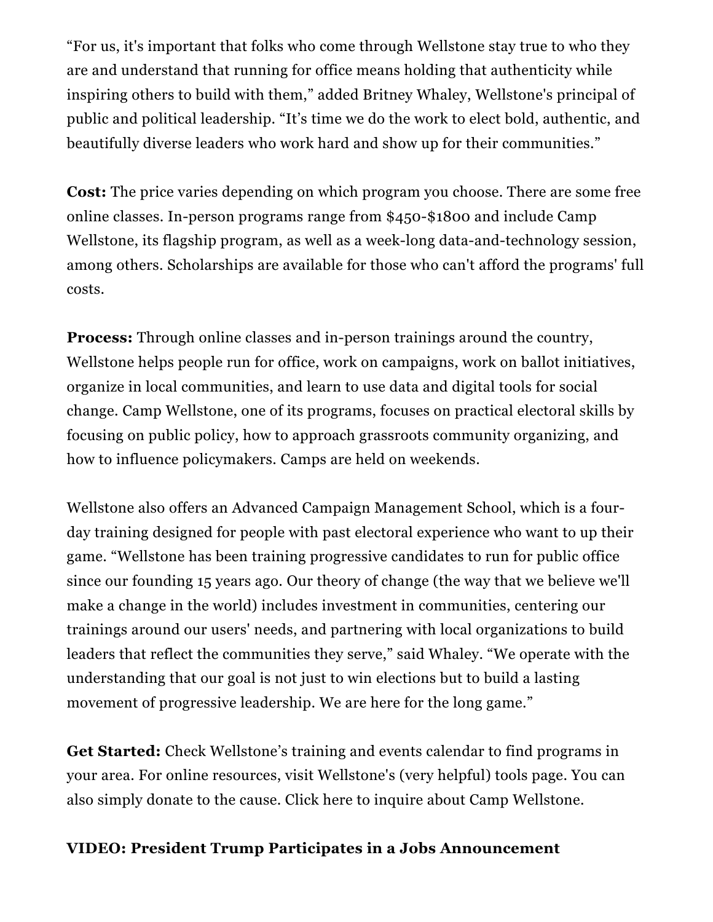"For us, it's important that folks who come through Wellstone stay true to who they are and understand that running for office means holding that authenticity while inspiring others to build with them," added Britney Whaley, Wellstone's principal of public and political leadership. "It's time we do the work to elect bold, authentic, and beautifully diverse leaders who work hard and show up for their communities."

**Cost:** The price varies depending on which program you choose. There are some free online classes. In-person programs range from $450-$1800 and include Camp Wellstone, its flagship program, as well as a week-long data-and-technology session, among others. Scholarships are available for those who can't afford the programs' full costs.

**Process:** Through online classes and in-person trainings around the country, Wellstone helps people run for office, work on campaigns, work on ballot initiatives, organize in local communities, and learn to use data and digital tools for social change. Camp Wellstone, one of its programs, focuses on practical electoral skills by focusing on public policy, how to approach grassroots community organizing, and how to influence policymakers. Camps are held on weekends.

Wellstone also offers an Advanced Campaign Management School, which is a four-day training designed for people with past electoral experience who want to up their game. "Wellstone has been training progressive candidates to run for public office since our founding 15 years ago. Our theory of change (the way that we believe we'll make a change in the world) includes investment in communities, centering our trainings around our users' needs, and partnering with local organizations to build leaders that reflect the communities they serve," said Whaley. "We operate with the understanding that our goal is not just to win elections but to build a lasting movement of progressive leadership. We are here for the long game."

**Get Started:** Check Wellstone's training and events calendar to find programs in your area. For online resources, visit Wellstone's (very helpful) tools page. You can also simply donate to the cause. Click here to inquire about Camp Wellstone.

**VIDEO: President Trump Participates in a Jobs Announcement**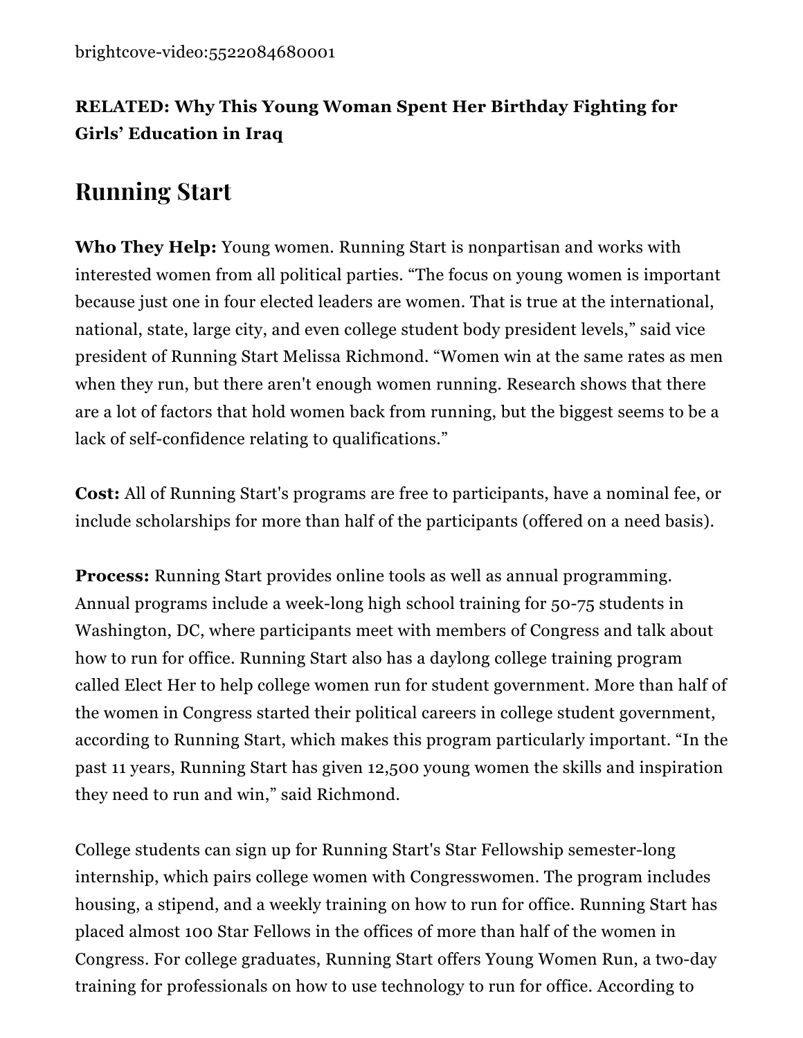brightcove-video:5522084680001

**RELATED: Why This Young Woman Spent Her Birthday Fighting for Girls' Education in Iraq**

## Running Start

**Who They Help:** Young women. Running Start is nonpartisan and works with interested women from all political parties. "The focus on young women is important because just one in four elected leaders are women. That is true at the international, national, state, large city, and even college student body president levels," said vice president of Running Start Melissa Richmond. "Women win at the same rates as men when they run, but there aren't enough women running. Research shows that there are a lot of factors that hold women back from running, but the biggest seems to be a lack of self-confidence relating to qualifications."

**Cost:** All of Running Start's programs are free to participants, have a nominal fee, or include scholarships for more than half of the participants (offered on a need basis).

**Process:** Running Start provides online tools as well as annual programming. Annual programs include a week-long high school training for 50-75 students in Washington, DC, where participants meet with members of Congress and talk about how to run for office. Running Start also has a daylong college training program called Elect Her to help college women run for student government. More than half of the women in Congress started their political careers in college student government, according to Running Start, which makes this program particularly important. "In the past 11 years, Running Start has given 12,500 young women the skills and inspiration they need to run and win," said Richmond.

College students can sign up for Running Start's Star Fellowship semester-long internship, which pairs college women with Congresswomen. The program includes housing, a stipend, and a weekly training on how to run for office. Running Start has placed almost 100 Star Fellows in the offices of more than half of the women in Congress. For college graduates, Running Start offers Young Women Run, a two-day training for professionals on how to use technology to run for office. According to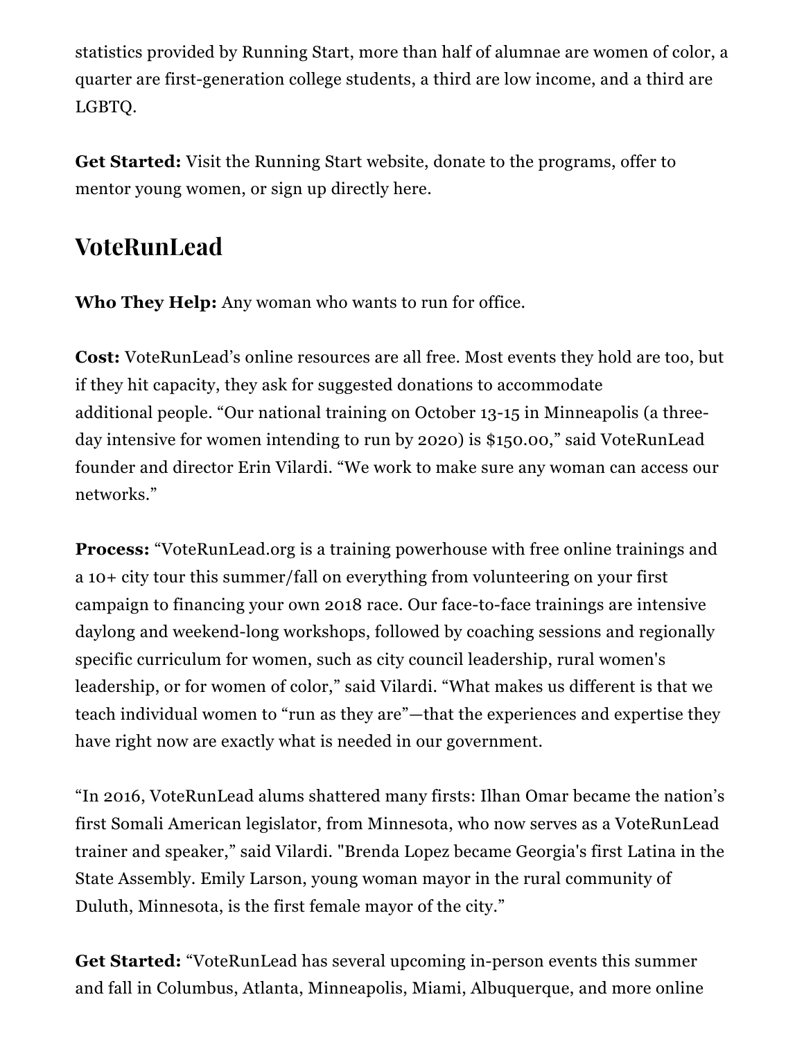statistics provided by Running Start, more than half of alumnae are women of color, a quarter are first-generation college students, a third are low income, and a third are LGBTQ.

**Get Started:** Visit the Running Start website, donate to the programs, offer to mentor young women, or sign up directly here.

## VoteRunLead

**Who They Help:** Any woman who wants to run for office.

**Cost:** VoteRunLead's online resources are all free. Most events they hold are too, but if they hit capacity, they ask for suggested donations to accommodate additional people. "Our national training on October 13-15 in Minneapolis (a three-day intensive for women intending to run by 2020) is $150.00," said VoteRunLead founder and director Erin Vilardi. "We work to make sure any woman can access our networks."

**Process:** "VoteRunLead.org is a training powerhouse with free online trainings and a 10+ city tour this summer/fall on everything from volunteering on your first campaign to financing your own 2018 race. Our face-to-face trainings are intensive daylong and weekend-long workshops, followed by coaching sessions and regionally specific curriculum for women, such as city council leadership, rural women's leadership, or for women of color," said Vilardi. "What makes us different is that we teach individual women to "run as they are"—that the experiences and expertise they have right now are exactly what is needed in our government.

"In 2016, VoteRunLead alums shattered many firsts: Ilhan Omar became the nation's first Somali American legislator, from Minnesota, who now serves as a VoteRunLead trainer and speaker," said Vilardi. "Brenda Lopez became Georgia's first Latina in the State Assembly. Emily Larson, young woman mayor in the rural community of Duluth, Minnesota, is the first female mayor of the city."

**Get Started:** "VoteRunLead has several upcoming in-person events this summer and fall in Columbus, Atlanta, Minneapolis, Miami, Albuquerque, and more online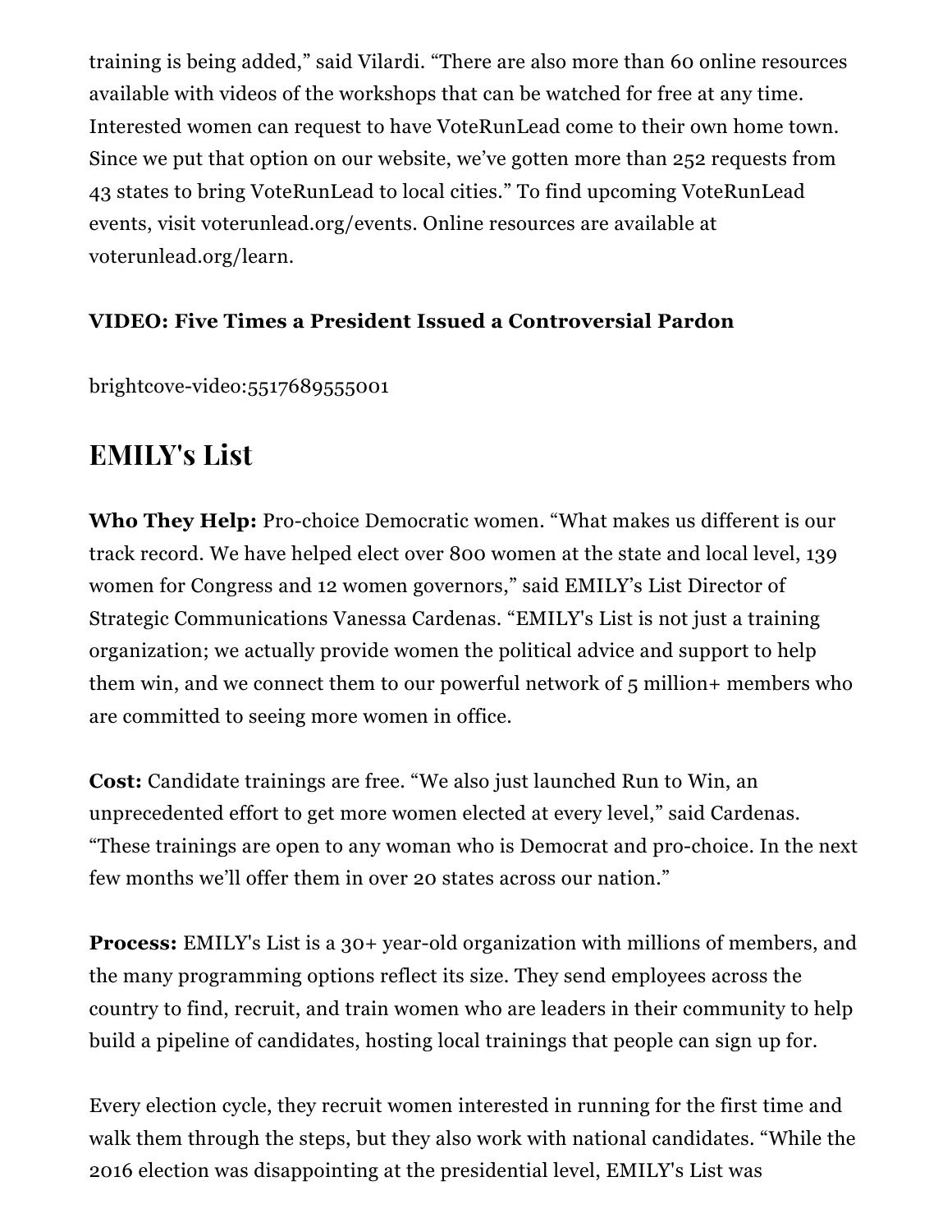training is being added," said Vilardi. "There are also more than 60 online resources available with videos of the workshops that can be watched for free at any time. Interested women can request to have VoteRunLead come to their own home town. Since we put that option on our website, we've gotten more than 252 requests from 43 states to bring VoteRunLead to local cities." To find upcoming VoteRunLead events, visit voterunlead.org/events. Online resources are available at voterunlead.org/learn.

**VIDEO: Five Times a President Issued a Controversial Pardon**

brightcove-video:5517689555001

## EMILY's List

**Who They Help:** Pro-choice Democratic women. "What makes us different is our track record. We have helped elect over 800 women at the state and local level, 139 women for Congress and 12 women governors," said EMILY's List Director of Strategic Communications Vanessa Cardenas. "EMILY's List is not just a training organization; we actually provide women the political advice and support to help them win, and we connect them to our powerful network of 5 million+ members who are committed to seeing more women in office.

**Cost:** Candidate trainings are free. "We also just launched Run to Win, an unprecedented effort to get more women elected at every level," said Cardenas. "These trainings are open to any woman who is Democrat and pro-choice. In the next few months we'll offer them in over 20 states across our nation."

**Process:** EMILY's List is a 30+ year-old organization with millions of members, and the many programming options reflect its size. They send employees across the country to find, recruit, and train women who are leaders in their community to help build a pipeline of candidates, hosting local trainings that people can sign up for.

Every election cycle, they recruit women interested in running for the first time and walk them through the steps, but they also work with national candidates. "While the 2016 election was disappointing at the presidential level, EMILY's List was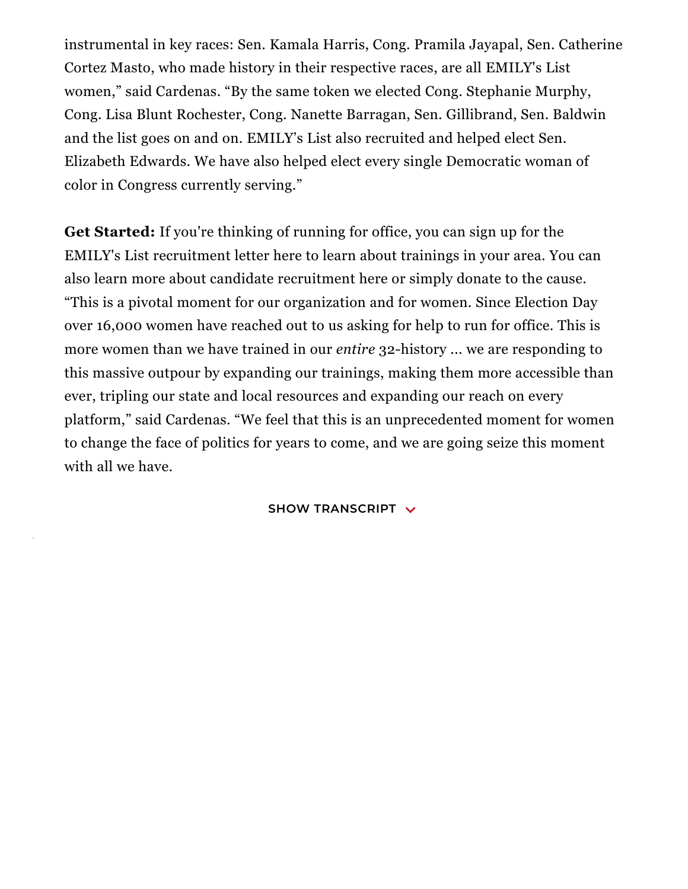instrumental in key races: Sen. Kamala Harris, Cong. Pramila Jayapal, Sen. Catherine Cortez Masto, who made history in their respective races, are all EMILY's List women," said Cardenas. "By the same token we elected Cong. Stephanie Murphy, Cong. Lisa Blunt Rochester, Cong. Nanette Barragan, Sen. Gillibrand, Sen. Baldwin and the list goes on and on. EMILY's List also recruited and helped elect Sen. Elizabeth Edwards. We have also helped elect every single Democratic woman of color in Congress currently serving."

**Get Started:** If you're thinking of running for office, you can sign up for the EMILY's List recruitment letter here to learn about trainings in your area. You can also learn more about candidate recruitment here or simply donate to the cause. "This is a pivotal moment for our organization and for women. Since Election Day over 16,000 women have reached out to us asking for help to run for office. This is more women than we have trained in our *entire* 32-history ... we are responding to this massive outpour by expanding our trainings, making them more accessible than ever, tripling our state and local resources and expanding our reach on every platform," said Cardenas. "We feel that this is an unprecedented moment for women to change the face of politics for years to come, and we are going seize this moment with all we have.

SHOW TRANSCRIPT